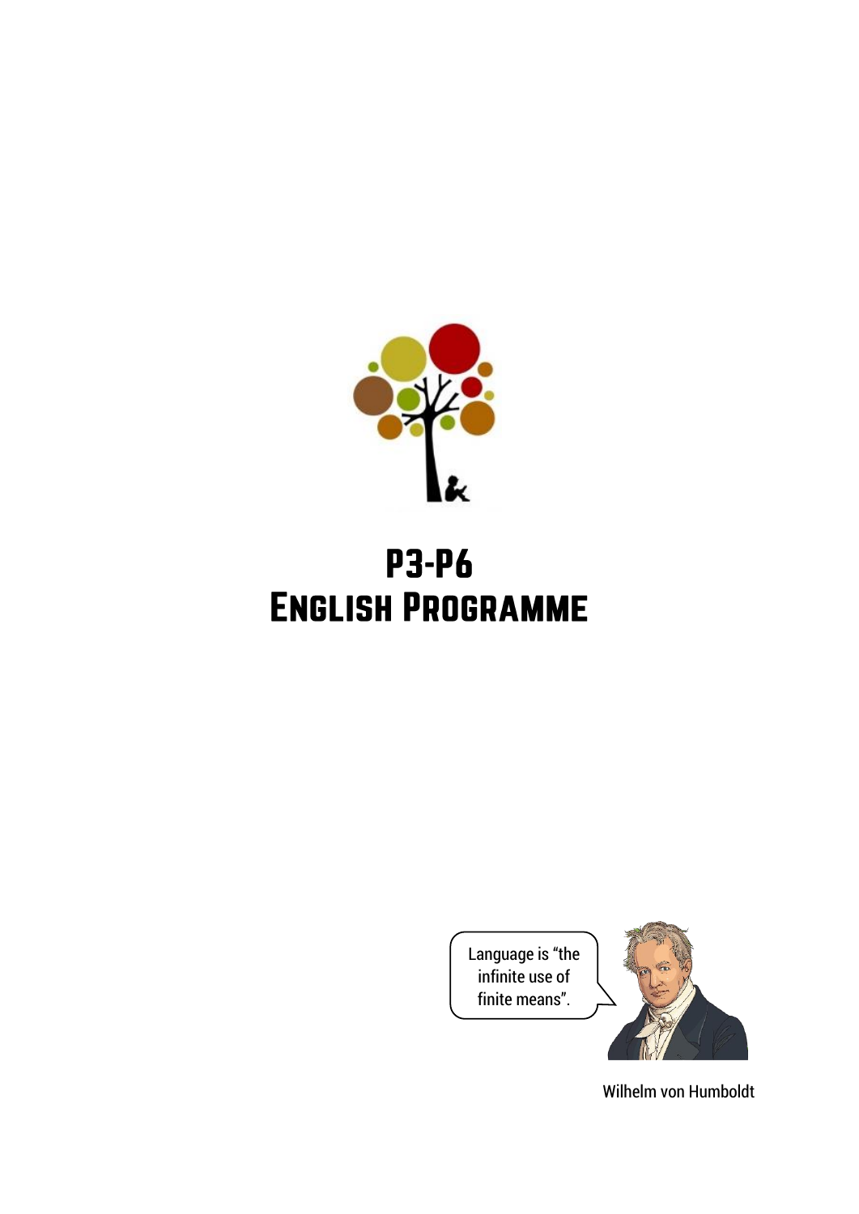# P3-P6
# English Programme

Language is "the infinite use of finite means".

Wilhelm von Humboldt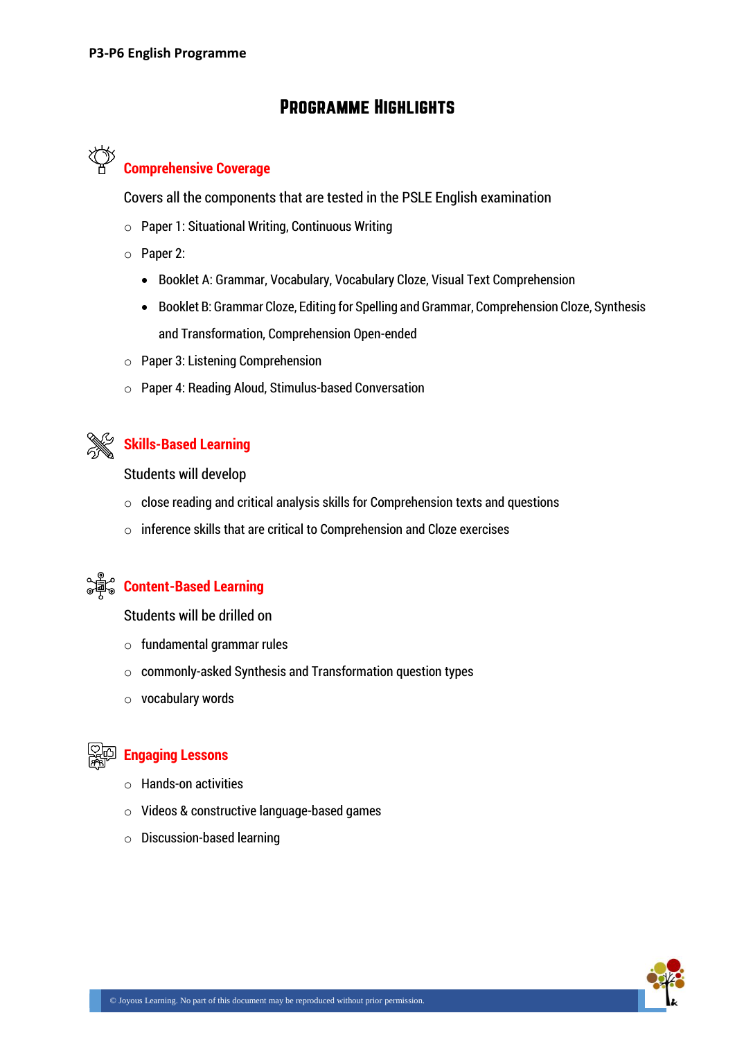# Programme Highlights

## Comprehensive Coverage

Covers all the components that are tested in the PSLE English examination

- Paper 1: Situational Writing, Continuous Writing
- Paper 2:
  - Booklet A: Grammar, Vocabulary, Vocabulary Cloze, Visual Text Comprehension
  - Booklet B: Grammar Cloze, Editing for Spelling and Grammar, Comprehension Cloze, Synthesis and Transformation, Comprehension Open-ended
- Paper 3: Listening Comprehension
- Paper 4: Reading Aloud, Stimulus-based Conversation

## Skills-Based Learning

Students will develop

- close reading and critical analysis skills for Comprehension texts and questions
- inference skills that are critical to Comprehension and Cloze exercises

## Content-Based Learning

Students will be drilled on

- fundamental grammar rules
- commonly-asked Synthesis and Transformation question types
- vocabulary words

## Engaging Lessons

- Hands-on activities
- Videos & constructive language-based games
- Discussion-based learning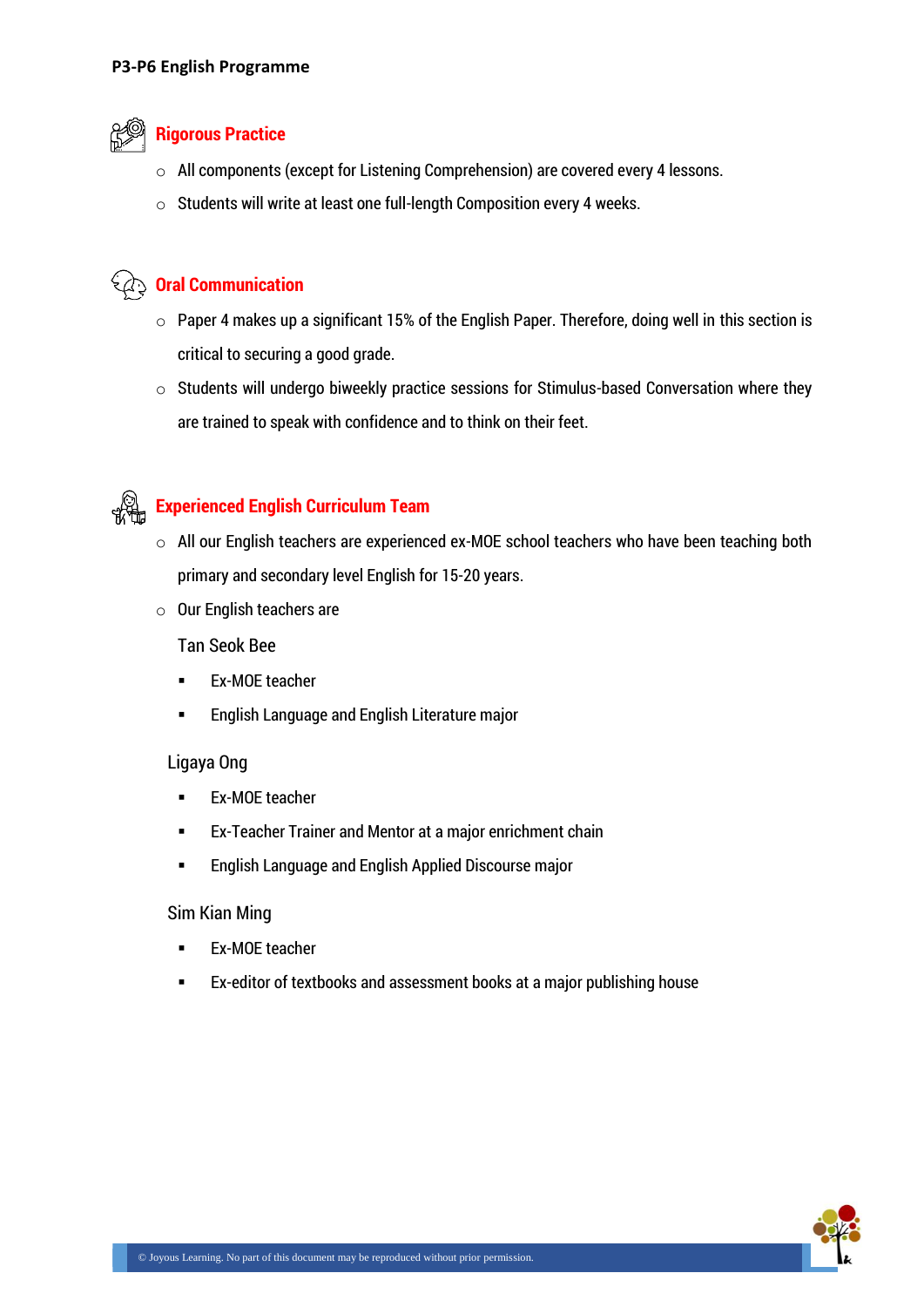**P3-P6 English Programme**

## Rigorous Practice

- All components (except for Listening Comprehension) are covered every 4 lessons.
- Students will write at least one full-length Composition every 4 weeks.

## Oral Communication

- Paper 4 makes up a significant 15% of the English Paper. Therefore, doing well in this section is critical to securing a good grade.
- Students will undergo biweekly practice sessions for Stimulus-based Conversation where they are trained to speak with confidence and to think on their feet.

## Experienced English Curriculum Team

- All our English teachers are experienced ex-MOE school teachers who have been teaching both primary and secondary level English for 15-20 years.
- Our English teachers are

  Tan Seok Bee

  - Ex-MOE teacher
  - English Language and English Literature major

  Ligaya Ong

  - Ex-MOE teacher
  - Ex-Teacher Trainer and Mentor at a major enrichment chain
  - English Language and English Applied Discourse major

  Sim Kian Ming

  - Ex-MOE teacher
  - Ex-editor of textbooks and assessment books at a major publishing house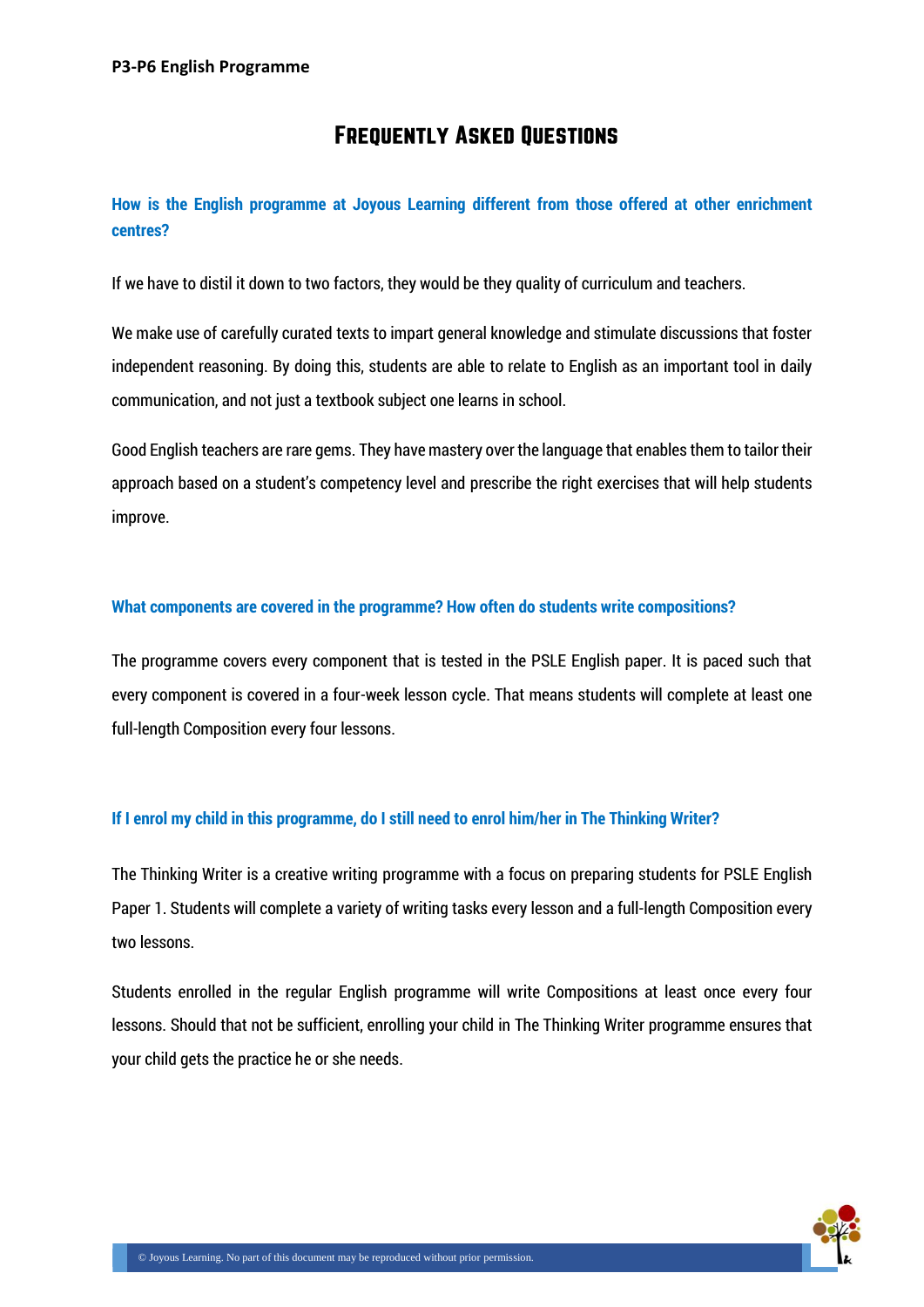P3-P6 English Programme

# Frequently Asked Questions

### How is the English programme at Joyous Learning different from those offered at other enrichment centres?

If we have to distil it down to two factors, they would be they quality of curriculum and teachers.

We make use of carefully curated texts to impart general knowledge and stimulate discussions that foster independent reasoning. By doing this, students are able to relate to English as an important tool in daily communication, and not just a textbook subject one learns in school.

Good English teachers are rare gems. They have mastery over the language that enables them to tailor their approach based on a student's competency level and prescribe the right exercises that will help students improve.

### What components are covered in the programme? How often do students write compositions?

The programme covers every component that is tested in the PSLE English paper. It is paced such that every component is covered in a four-week lesson cycle. That means students will complete at least one full-length Composition every four lessons.

### If I enrol my child in this programme, do I still need to enrol him/her in The Thinking Writer?

The Thinking Writer is a creative writing programme with a focus on preparing students for PSLE English Paper 1. Students will complete a variety of writing tasks every lesson and a full-length Composition every two lessons.

Students enrolled in the regular English programme will write Compositions at least once every four lessons. Should that not be sufficient, enrolling your child in The Thinking Writer programme ensures that your child gets the practice he or she needs.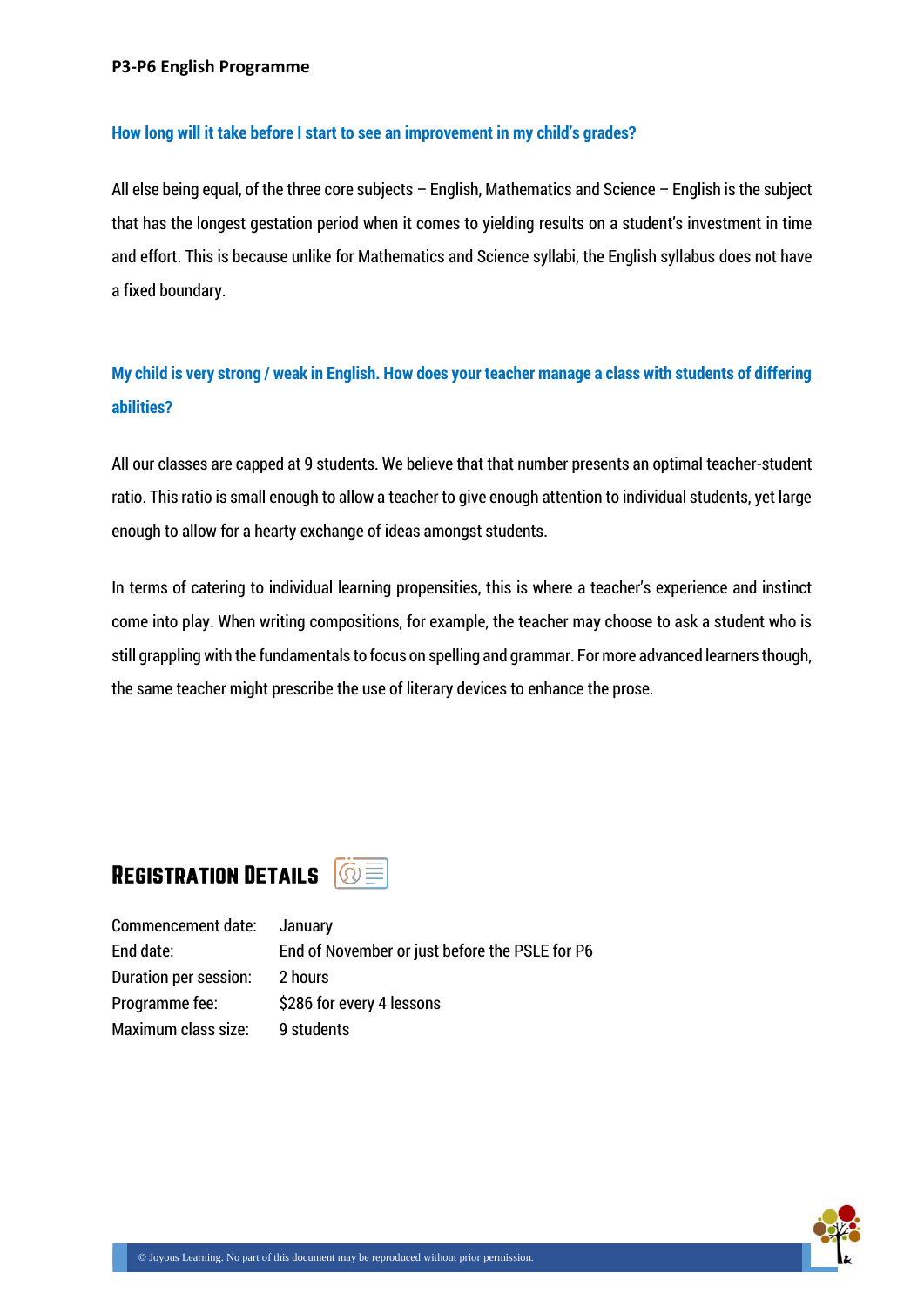**P3-P6 English Programme**

### How long will it take before I start to see an improvement in my child's grades?

All else being equal, of the three core subjects – English, Mathematics and Science – English is the subject that has the longest gestation period when it comes to yielding results on a student's investment in time and effort. This is because unlike for Mathematics and Science syllabi, the English syllabus does not have a fixed boundary.

### My child is very strong / weak in English. How does your teacher manage a class with students of differing abilities?

All our classes are capped at 9 students. We believe that that number presents an optimal teacher-student ratio. This ratio is small enough to allow a teacher to give enough attention to individual students, yet large enough to allow for a hearty exchange of ideas amongst students.

In terms of catering to individual learning propensities, this is where a teacher's experience and instinct come into play. When writing compositions, for example, the teacher may choose to ask a student who is still grappling with the fundamentals to focus on spelling and grammar. For more advanced learners though, the same teacher might prescribe the use of literary devices to enhance the prose.

## Registration Details

| | |
|---|---|
| Commencement date: | January |
| End date: | End of November or just before the PSLE for P6 |
| Duration per session: | 2 hours |
| Programme fee: | $286 for every 4 lessons |
| Maximum class size: | 9 students |